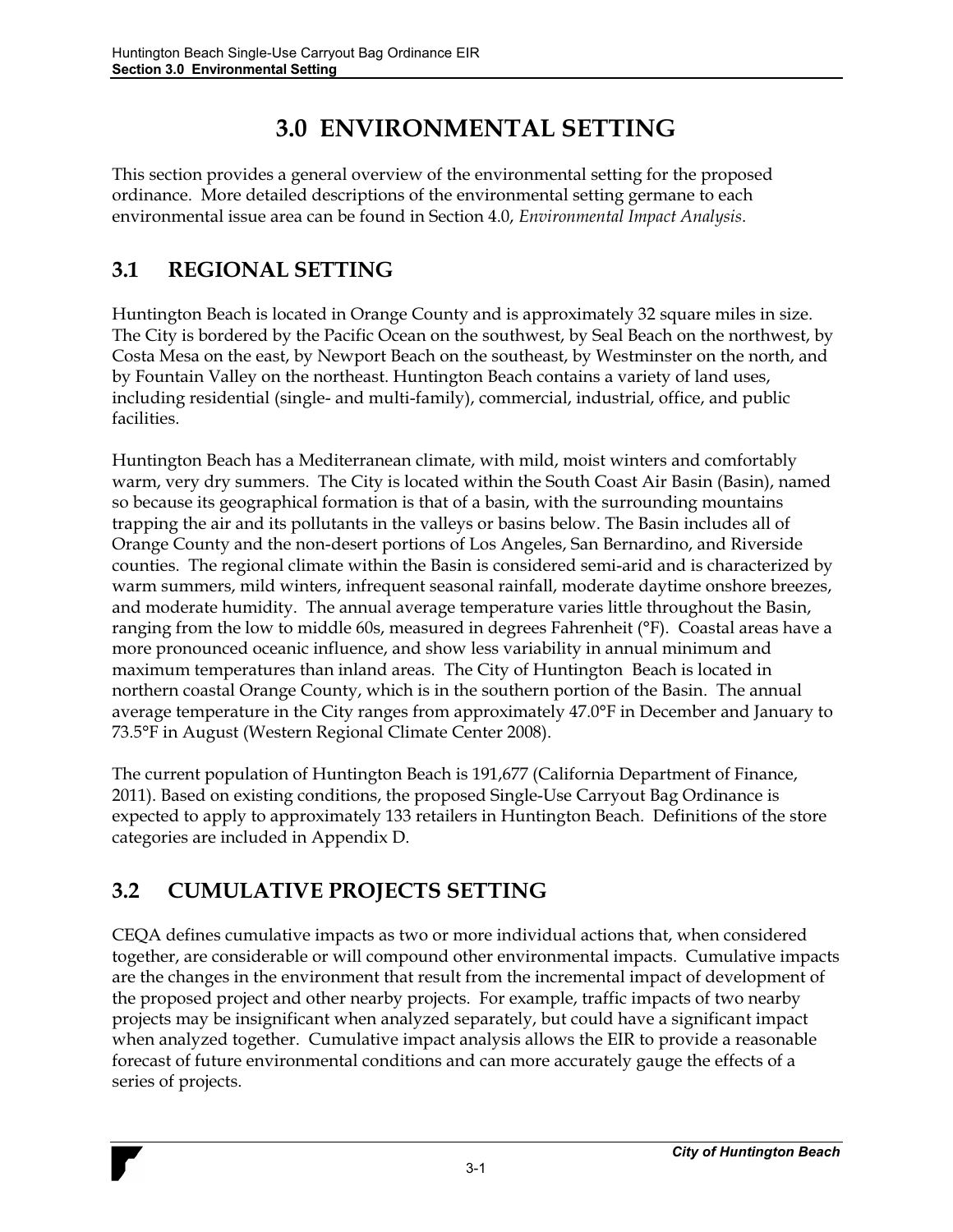# 3.0 ENVIRONMENTAL SETTING

This section provides a general overview of the environmental setting for the proposed ordinance. More detailed descriptions of the environmental setting germane to each environmental issue area can be found in Section 4.0, *Environmental Impact Analysis*.

## 3.1 REGIONAL SETTING

Huntington Beach is located in Orange County and is approximately 32 square miles in size. The City is bordered by the Pacific Ocean on the southwest, by Seal Beach on the northwest, by Costa Mesa on the east, by Newport Beach on the southeast, by Westminster on the north, and by Fountain Valley on the northeast. Huntington Beach contains a variety of land uses, including residential (single- and multi-family), commercial, industrial, office, and public facilities.

Huntington Beach has a Mediterranean climate, with mild, moist winters and comfortably warm, very dry summers. The City is located within the South Coast Air Basin (Basin), named so because its geographical formation is that of a basin, with the surrounding mountains trapping the air and its pollutants in the valleys or basins below. The Basin includes all of Orange County and the non-desert portions of Los Angeles, San Bernardino, and Riverside counties. The regional climate within the Basin is considered semi-arid and is characterized by warm summers, mild winters, infrequent seasonal rainfall, moderate daytime onshore breezes, and moderate humidity. The annual average temperature varies little throughout the Basin, ranging from the low to middle 60s, measured in degrees Fahrenheit (°F). Coastal areas have a more pronounced oceanic influence, and show less variability in annual minimum and maximum temperatures than inland areas. The City of Huntington Beach is located in northern coastal Orange County, which is in the southern portion of the Basin. The annual average temperature in the City ranges from approximately 47.0°F in December and January to 73.5°F in August (Western Regional Climate Center 2008).

The current population of Huntington Beach is 191,677 (California Department of Finance, 2011). Based on existing conditions, the proposed Single-Use Carryout Bag Ordinance is expected to apply to approximately 133 retailers in Huntington Beach. Definitions of the store categories are included in Appendix D.

## 3.2 CUMULATIVE PROJECTS SETTING

CEQA defines cumulative impacts as two or more individual actions that, when considered together, are considerable or will compound other environmental impacts. Cumulative impacts are the changes in the environment that result from the incremental impact of development of the proposed project and other nearby projects. For example, traffic impacts of two nearby projects may be insignificant when analyzed separately, but could have a significant impact when analyzed together. Cumulative impact analysis allows the EIR to provide a reasonable forecast of future environmental conditions and can more accurately gauge the effects of a series of projects.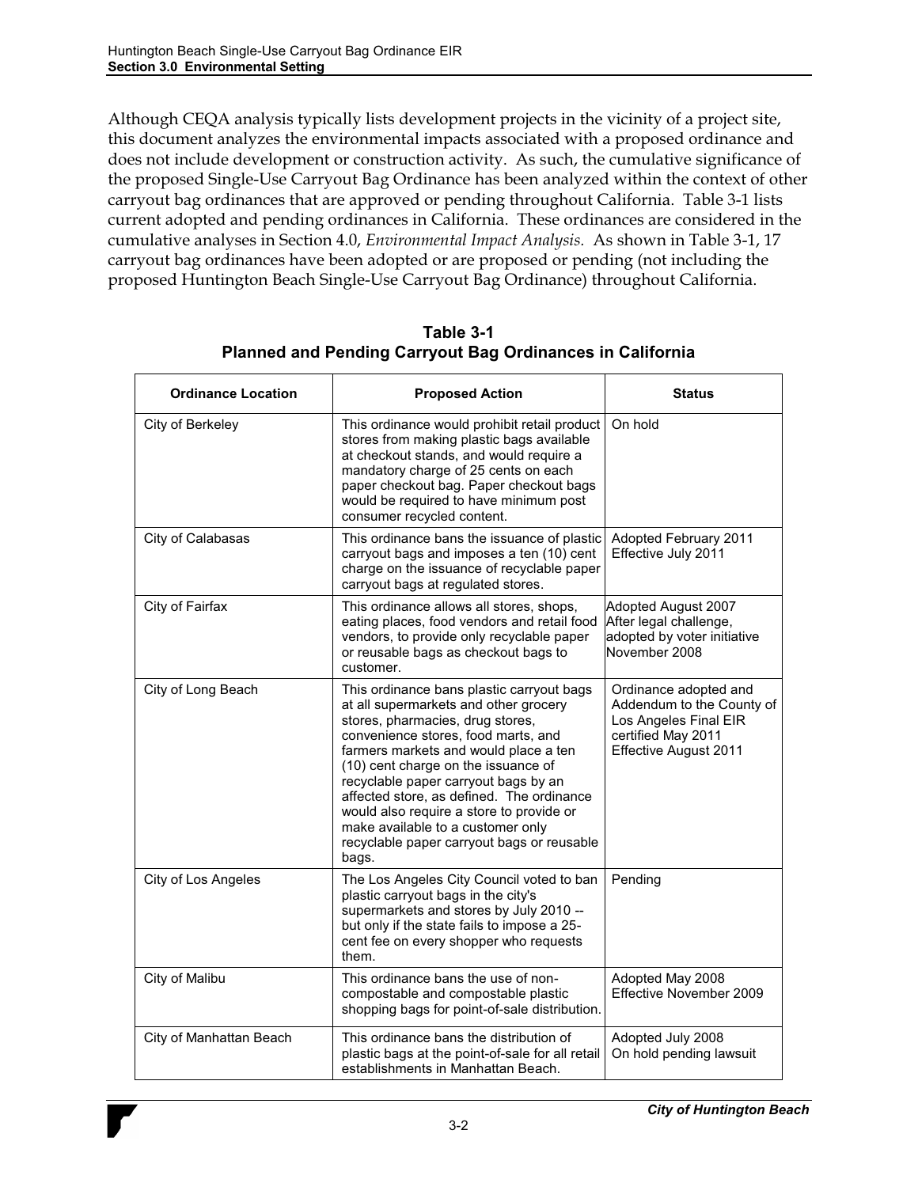Although CEQA analysis typically lists development projects in the vicinity of a project site, this document analyzes the environmental impacts associated with a proposed ordinance and does not include development or construction activity. As such, the cumulative significance of the proposed Single-Use Carryout Bag Ordinance has been analyzed within the context of other carryout bag ordinances that are approved or pending throughout California. Table 3-1 lists current adopted and pending ordinances in California. These ordinances are considered in the cumulative analyses in Section 4.0, *Environmental Impact Analysis.* As shown in Table 3-1, 17 carryout bag ordinances have been adopted or are proposed or pending (not including the proposed Huntington Beach Single-Use Carryout Bag Ordinance) throughout California.

**Table 3-1**
**Planned and Pending Carryout Bag Ordinances in California**

| Ordinance Location | Proposed Action | Status |
|---|---|---|
| City of Berkeley | This ordinance would prohibit retail product stores from making plastic bags available at checkout stands, and would require a mandatory charge of 25 cents on each paper checkout bag. Paper checkout bags would be required to have minimum post consumer recycled content. | On hold |
| City of Calabasas | This ordinance bans the issuance of plastic carryout bags and imposes a ten (10) cent charge on the issuance of recyclable paper carryout bags at regulated stores. | Adopted February 2011 Effective July 2011 |
| City of Fairfax | This ordinance allows all stores, shops, eating places, food vendors and retail food vendors, to provide only recyclable paper or reusable bags as checkout bags to customer. | Adopted August 2007 After legal challenge, adopted by voter initiative November 2008 |
| City of Long Beach | This ordinance bans plastic carryout bags at all supermarkets and other grocery stores, pharmacies, drug stores, convenience stores, food marts, and farmers markets and would place a ten (10) cent charge on the issuance of recyclable paper carryout bags by an affected store, as defined. The ordinance would also require a store to provide or make available to a customer only recyclable paper carryout bags or reusable bags. | Ordinance adopted and Addendum to the County of Los Angeles Final EIR certified May 2011 Effective August 2011 |
| City of Los Angeles | The Los Angeles City Council voted to ban plastic carryout bags in the city's supermarkets and stores by July 2010 -- but only if the state fails to impose a 25-cent fee on every shopper who requests them. | Pending |
| City of Malibu | This ordinance bans the use of non-compostable and compostable plastic shopping bags for point-of-sale distribution. | Adopted May 2008 Effective November 2009 |
| City of Manhattan Beach | This ordinance bans the distribution of plastic bags at the point-of-sale for all retail establishments in Manhattan Beach. | Adopted July 2008 On hold pending lawsuit |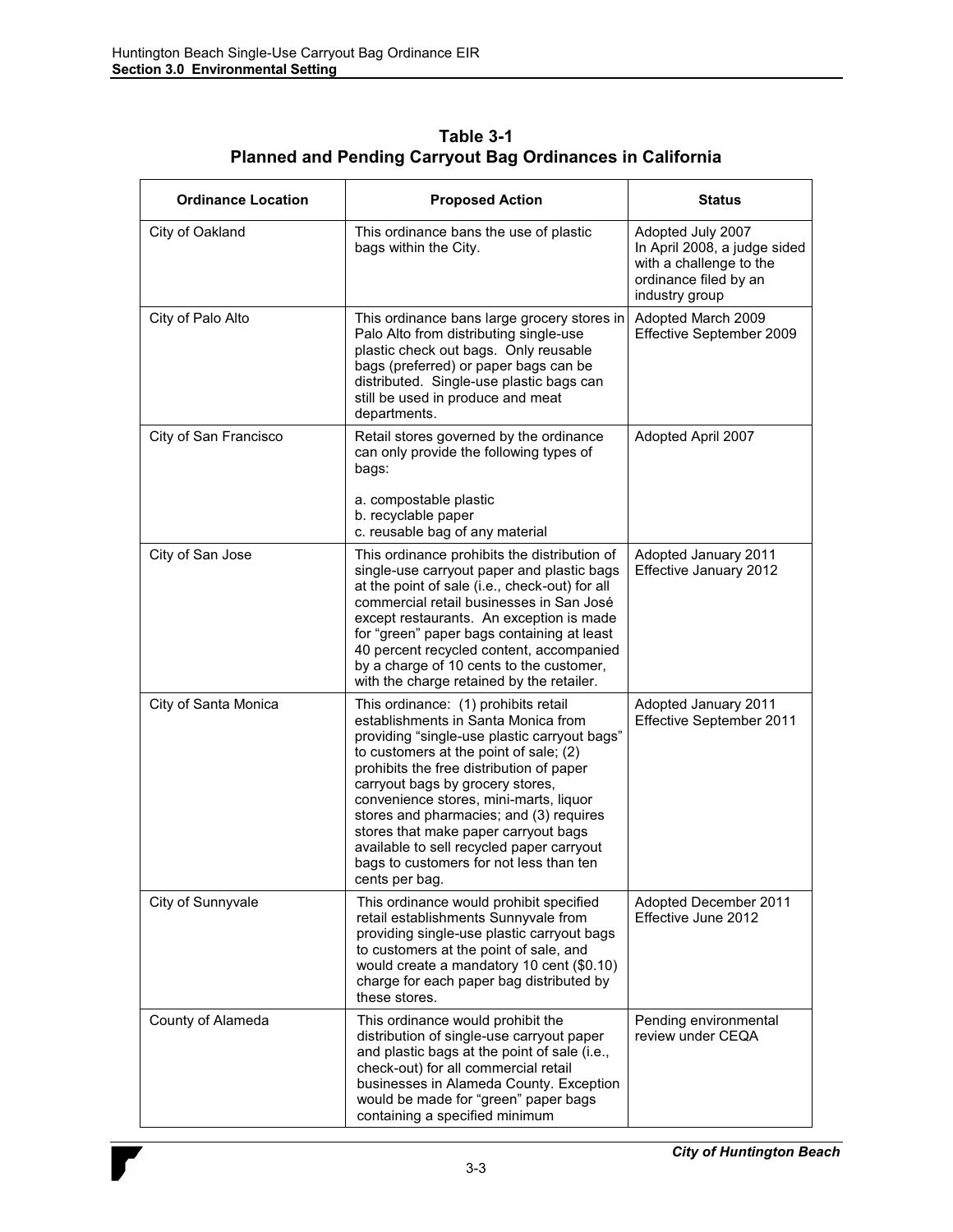**Table 3-1**
**Planned and Pending Carryout Bag Ordinances in California**

| Ordinance Location | Proposed Action | Status |
|---|---|---|
| City of Oakland | This ordinance bans the use of plastic bags within the City. | Adopted July 2007<br>In April 2008, a judge sided with a challenge to the ordinance filed by an industry group |
| City of Palo Alto | This ordinance bans large grocery stores in Palo Alto from distributing single-use plastic check out bags. Only reusable bags (preferred) or paper bags can be distributed. Single-use plastic bags can still be used in produce and meat departments. | Adopted March 2009<br>Effective September 2009 |
| City of San Francisco | Retail stores governed by the ordinance can only provide the following types of bags:<br><br>a. compostable plastic<br>b. recyclable paper<br>c. reusable bag of any material | Adopted April 2007 |
| City of San Jose | This ordinance prohibits the distribution of single-use carryout paper and plastic bags at the point of sale (i.e., check-out) for all commercial retail businesses in San José except restaurants. An exception is made for "green" paper bags containing at least 40 percent recycled content, accompanied by a charge of 10 cents to the customer, with the charge retained by the retailer. | Adopted January 2011<br>Effective January 2012 |
| City of Santa Monica | This ordinance: (1) prohibits retail establishments in Santa Monica from providing "single-use plastic carryout bags" to customers at the point of sale; (2) prohibits the free distribution of paper carryout bags by grocery stores, convenience stores, mini-marts, liquor stores and pharmacies; and (3) requires stores that make paper carryout bags available to sell recycled paper carryout bags to customers for not less than ten cents per bag. | Adopted January 2011<br>Effective September 2011 |
| City of Sunnyvale | This ordinance would prohibit specified retail establishments Sunnyvale from providing single-use plastic carryout bags to customers at the point of sale, and would create a mandatory 10 cent ($0.10) charge for each paper bag distributed by these stores. | Adopted December 2011<br>Effective June 2012 |
| County of Alameda | This ordinance would prohibit the distribution of single-use carryout paper and plastic bags at the point of sale (i.e., check-out) for all commercial retail businesses in Alameda County. Exception would be made for "green" paper bags containing a specified minimum | Pending environmental review under CEQA |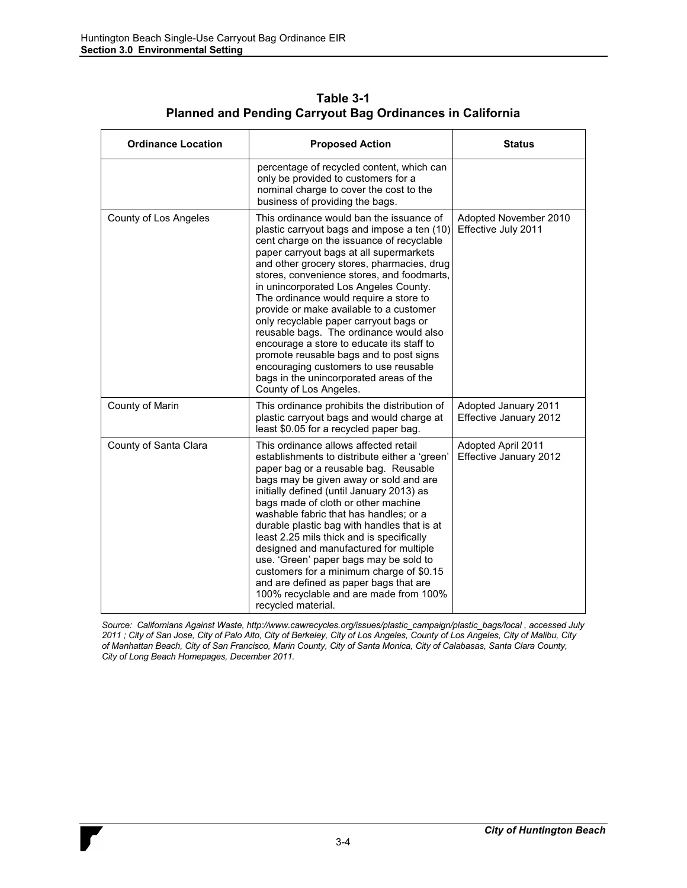**Table 3-1**
**Planned and Pending Carryout Bag Ordinances in California**

| Ordinance Location | Proposed Action | Status |
|---|---|---|
| | percentage of recycled content, which can only be provided to customers for a nominal charge to cover the cost to the business of providing the bags. | |
| County of Los Angeles | This ordinance would ban the issuance of plastic carryout bags and impose a ten (10) cent charge on the issuance of recyclable paper carryout bags at all supermarkets and other grocery stores, pharmacies, drug stores, convenience stores, and foodmarts, in unincorporated Los Angeles County. The ordinance would require a store to provide or make available to a customer only recyclable paper carryout bags or reusable bags. The ordinance would also encourage a store to educate its staff to promote reusable bags and to post signs encouraging customers to use reusable bags in the unincorporated areas of the County of Los Angeles. | Adopted November 2010 Effective July 2011 |
| County of Marin | This ordinance prohibits the distribution of plastic carryout bags and would charge at least $0.05 for a recycled paper bag. | Adopted January 2011 Effective January 2012 |
| County of Santa Clara | This ordinance allows affected retail establishments to distribute either a 'green' paper bag or a reusable bag. Reusable bags may be given away or sold and are initially defined (until January 2013) as bags made of cloth or other machine washable fabric that has handles; or a durable plastic bag with handles that is at least 2.25 mils thick and is specifically designed and manufactured for multiple use. 'Green' paper bags may be sold to customers for a minimum charge of $0.15 and are defined as paper bags that are 100% recyclable and are made from 100% recycled material. | Adopted April 2011 Effective January 2012 |

*Source: Californians Against Waste, http://www.cawrecycles.org/issues/plastic_campaign/plastic_bags/local , accessed July 2011 ; City of San Jose, City of Palo Alto, City of Berkeley, City of Los Angeles, County of Los Angeles, City of Malibu, City of Manhattan Beach, City of San Francisco, Marin County, City of Santa Monica, City of Calabasas, Santa Clara County, City of Long Beach Homepages, December 2011.*